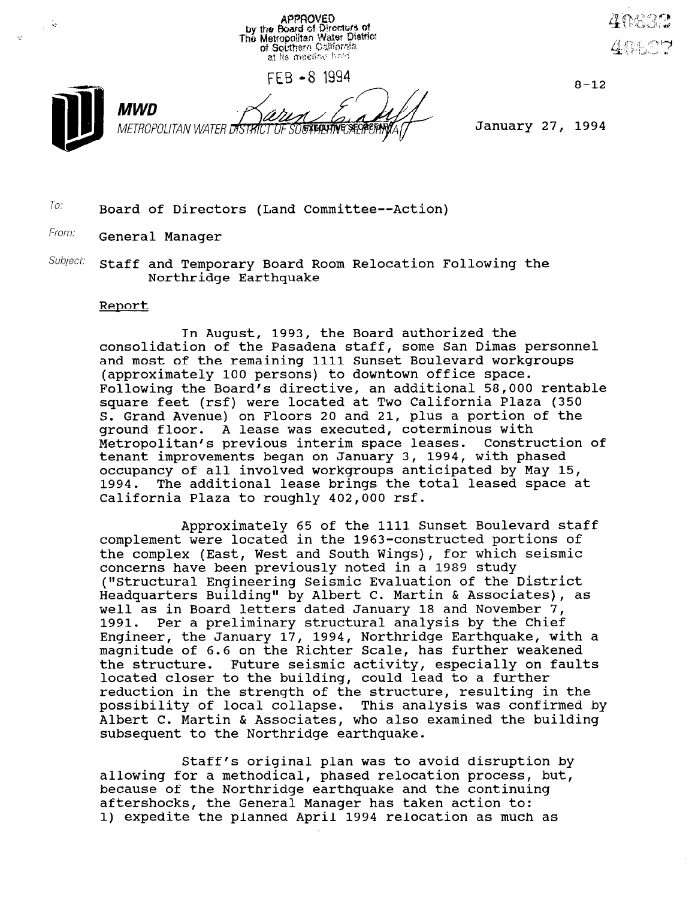APPROVED
by the Board of Directors of
The Metropolitan Water District
of Southern California
at its meeting held

FEB - 8 1994

EXECUTIVE SECRETARY

40632
40637

8-12

**MWD**
METROPOLITAN WATER DISTRICT OF SOUTHERN CALIFORNIA

January 27, 1994

To: Board of Directors (Land Committee--Action)

From: General Manager

Subject: Staff and Temporary Board Room Relocation Following the Northridge Earthquake

## Report

In August, 1993, the Board authorized the consolidation of the Pasadena staff, some San Dimas personnel and most of the remaining 1111 Sunset Boulevard workgroups (approximately 100 persons) to downtown office space. Following the Board's directive, an additional 58,000 rentable square feet (rsf) were located at Two California Plaza (350 S. Grand Avenue) on Floors 20 and 21, plus a portion of the ground floor. A lease was executed, coterminous with Metropolitan's previous interim space leases. Construction of tenant improvements began on January 3, 1994, with phased occupancy of all involved workgroups anticipated by May 15, 1994. The additional lease brings the total leased space at California Plaza to roughly 402,000 rsf.

Approximately 65 of the 1111 Sunset Boulevard staff complement were located in the 1963-constructed portions of the complex (East, West and South Wings), for which seismic concerns have been previously noted in a 1989 study ("Structural Engineering Seismic Evaluation of the District Headquarters Building" by Albert C. Martin & Associates), as well as in Board letters dated January 18 and November 7, 1991. Per a preliminary structural analysis by the Chief Engineer, the January 17, 1994, Northridge Earthquake, with a magnitude of 6.6 on the Richter Scale, has further weakened the structure. Future seismic activity, especially on faults located closer to the building, could lead to a further reduction in the strength of the structure, resulting in the possibility of local collapse. This analysis was confirmed by Albert C. Martin & Associates, who also examined the building subsequent to the Northridge earthquake.

Staff's original plan was to avoid disruption by allowing for a methodical, phased relocation process, but, because of the Northridge earthquake and the continuing aftershocks, the General Manager has taken action to:
1) expedite the planned April 1994 relocation as much as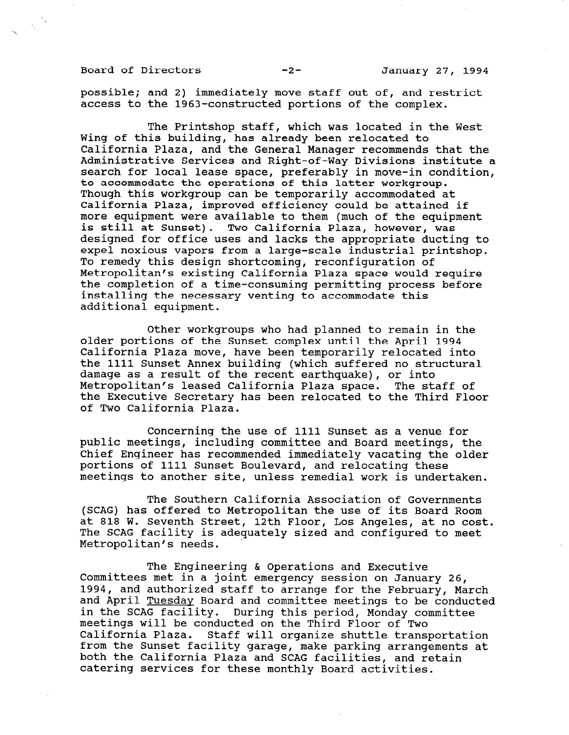possible; and 2) immediately move staff out of, and restrict access to the 1963-constructed portions of the complex.

The Printshop staff, which was located in the West Wing of this building, has already been relocated to California Plaza, and the General Manager recommends that the Administrative Services and Right-of-Way Divisions institute a search for local lease space, preferably in move-in condition, to accommodate the operations of this latter workgroup. Though this workgroup can be temporarily accommodated at California Plaza, improved efficiency could be attained if more equipment were available to them (much of the equipment is still at Sunset). Two California Plaza, however, was designed for office uses and lacks the appropriate ducting to expel noxious vapors from a large-scale industrial printshop. To remedy this design shortcoming, reconfiguration of Metropolitan's existing California Plaza space would require the completion of a time-consuming permitting process before installing the necessary venting to accommodate this additional equipment.

Other workgroups who had planned to remain in the older portions of the Sunset complex until the April 1994 California Plaza move, have been temporarily relocated into the 1111 Sunset Annex building (which suffered no structural damage as a result of the recent earthquake), or into Metropolitan's leased California Plaza space. The staff of the Executive Secretary has been relocated to the Third Floor of Two California Plaza.

Concerning the use of 1111 Sunset as a venue for public meetings, including committee and Board meetings, the Chief Engineer has recommended immediately vacating the older portions of 1111 Sunset Boulevard, and relocating these meetings to another site, unless remedial work is undertaken.

The Southern California Association of Governments (SCAG) has offered to Metropolitan the use of its Board Room at 818 W. Seventh Street, 12th Floor, Los Angeles, at no cost. The SCAG facility is adequately sized and configured to meet Metropolitan's needs.

The Engineering & Operations and Executive Committees met in a joint emergency session on January 26, 1994, and authorized staff to arrange for the February, March and April Tuesday Board and committee meetings to be conducted in the SCAG facility. During this period, Monday committee meetings will be conducted on the Third Floor of Two California Plaza. Staff will organize shuttle transportation from the Sunset facility garage, make parking arrangements at both the California Plaza and SCAG facilities, and retain catering services for these monthly Board activities.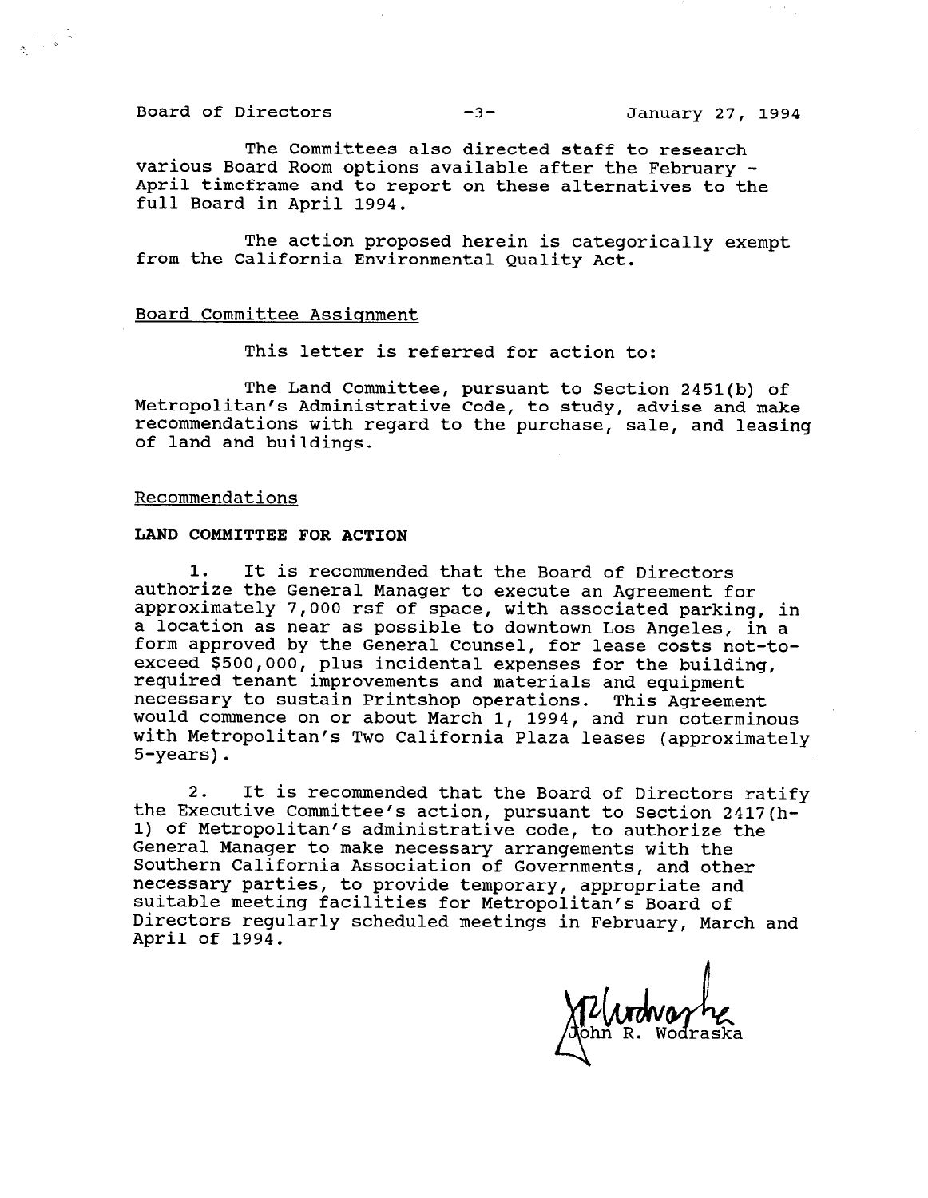The Committees also directed staff to research various Board Room options available after the February - April timeframe and to report on these alternatives to the full Board in April 1994.

The action proposed herein is categorically exempt from the California Environmental Quality Act.

Board Committee Assignment

This letter is referred for action to:

The Land Committee, pursuant to Section 2451(b) of Metropolitan's Administrative Code, to study, advise and make recommendations with regard to the purchase, sale, and leasing of land and buildings.

Recommendations

**LAND COMMITTEE FOR ACTION**

1. It is recommended that the Board of Directors authorize the General Manager to execute an Agreement for approximately 7,000 rsf of space, with associated parking, in a location as near as possible to downtown Los Angeles, in a form approved by the General Counsel, for lease costs not-to-exceed $500,000, plus incidental expenses for the building, required tenant improvements and materials and equipment necessary to sustain Printshop operations. This Agreement would commence on or about March 1, 1994, and run coterminous with Metropolitan's Two California Plaza leases (approximately 5-years).

2. It is recommended that the Board of Directors ratify the Executive Committee's action, pursuant to Section 2417(h-1) of Metropolitan's administrative code, to authorize the General Manager to make necessary arrangements with the Southern California Association of Governments, and other necessary parties, to provide temporary, appropriate and suitable meeting facilities for Metropolitan's Board of Directors regularly scheduled meetings in February, March and April of 1994.

John R. Wodraska